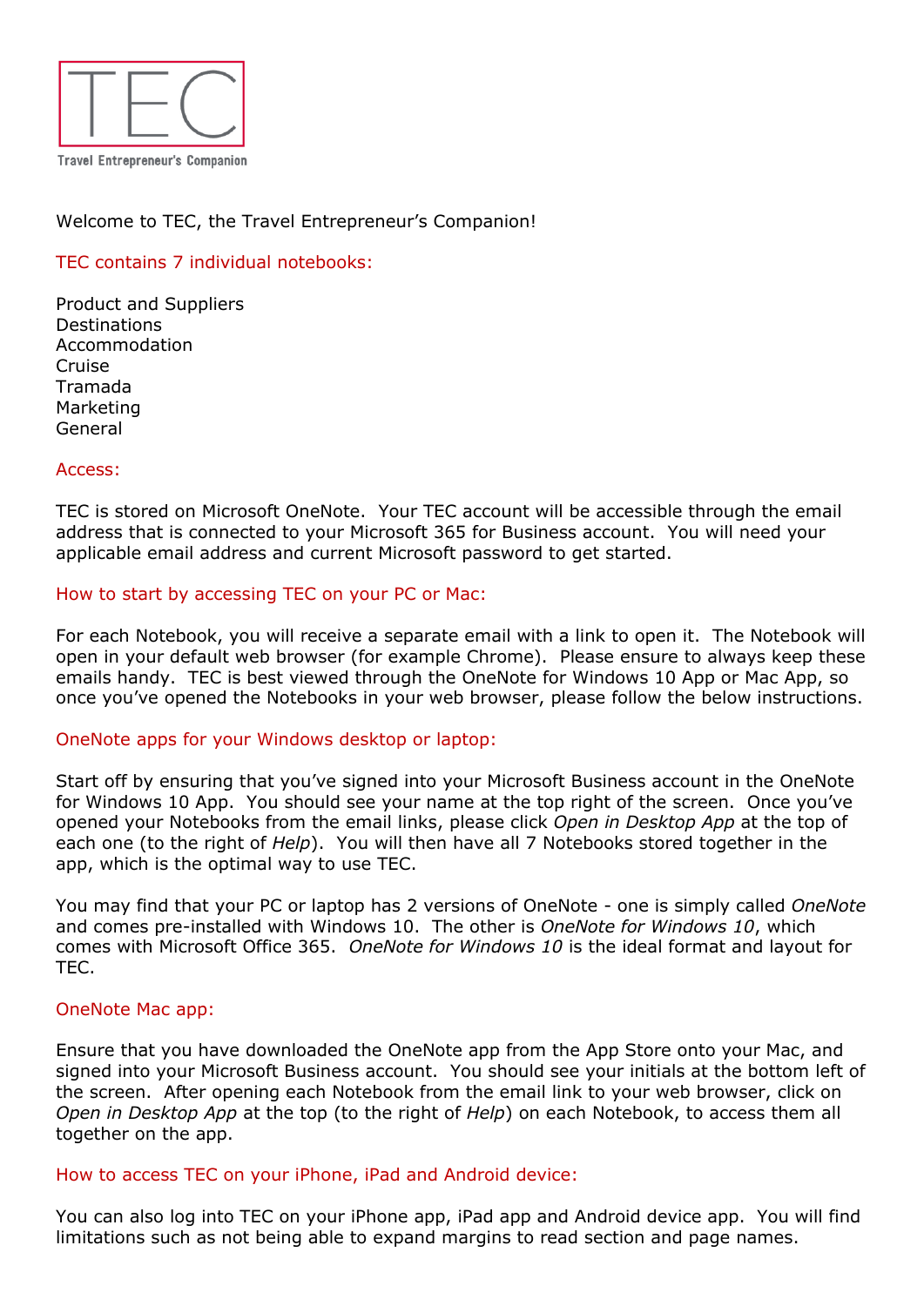TEC

Travel Entrepreneur's Companion

Welcome to TEC, the Travel Entrepreneur's Companion!

## TEC contains 7 individual notebooks:

Product and Suppliers
Destinations
Accommodation
Cruise
Tramada
Marketing
General

## Access:

TEC is stored on Microsoft OneNote. Your TEC account will be accessible through the email address that is connected to your Microsoft 365 for Business account. You will need your applicable email address and current Microsoft password to get started.

## How to start by accessing TEC on your PC or Mac:

For each Notebook, you will receive a separate email with a link to open it. The Notebook will open in your default web browser (for example Chrome). Please ensure to always keep these emails handy. TEC is best viewed through the OneNote for Windows 10 App or Mac App, so once you've opened the Notebooks in your web browser, please follow the below instructions.

## OneNote apps for your Windows desktop or laptop:

Start off by ensuring that you've signed into your Microsoft Business account in the OneNote for Windows 10 App. You should see your name at the top right of the screen. Once you've opened your Notebooks from the email links, please click *Open in Desktop App* at the top of each one (to the right of *Help*). You will then have all 7 Notebooks stored together in the app, which is the optimal way to use TEC.

You may find that your PC or laptop has 2 versions of OneNote - one is simply called *OneNote* and comes pre-installed with Windows 10. The other is *OneNote for Windows 10*, which comes with Microsoft Office 365. *OneNote for Windows 10* is the ideal format and layout for TEC.

## OneNote Mac app:

Ensure that you have downloaded the OneNote app from the App Store onto your Mac, and signed into your Microsoft Business account. You should see your initials at the bottom left of the screen. After opening each Notebook from the email link to your web browser, click on *Open in Desktop App* at the top (to the right of *Help*) on each Notebook, to access them all together on the app.

## How to access TEC on your iPhone, iPad and Android device:

You can also log into TEC on your iPhone app, iPad app and Android device app. You will find limitations such as not being able to expand margins to read section and page names.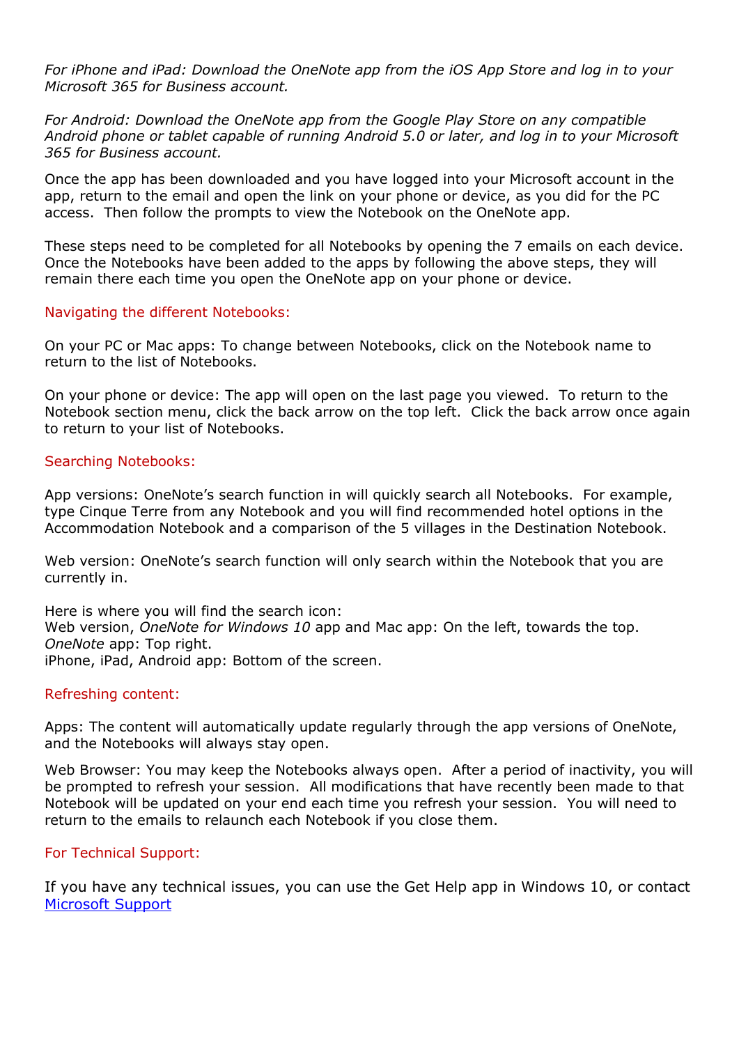*For iPhone and iPad: Download the OneNote app from the iOS App Store and log in to your Microsoft 365 for Business account.*

*For Android: Download the OneNote app from the Google Play Store on any compatible Android phone or tablet capable of running Android 5.0 or later, and log in to your Microsoft 365 for Business account.*

Once the app has been downloaded and you have logged into your Microsoft account in the app, return to the email and open the link on your phone or device, as you did for the PC access. Then follow the prompts to view the Notebook on the OneNote app.

These steps need to be completed for all Notebooks by opening the 7 emails on each device. Once the Notebooks have been added to the apps by following the above steps, they will remain there each time you open the OneNote app on your phone or device.

## Navigating the different Notebooks:

On your PC or Mac apps: To change between Notebooks, click on the Notebook name to return to the list of Notebooks.

On your phone or device: The app will open on the last page you viewed. To return to the Notebook section menu, click the back arrow on the top left. Click the back arrow once again to return to your list of Notebooks.

## Searching Notebooks:

App versions: OneNote's search function in will quickly search all Notebooks. For example, type Cinque Terre from any Notebook and you will find recommended hotel options in the Accommodation Notebook and a comparison of the 5 villages in the Destination Notebook.

Web version: OneNote's search function will only search within the Notebook that you are currently in.

Here is where you will find the search icon:
Web version, *OneNote for Windows 10* app and Mac app: On the left, towards the top.
*OneNote* app: Top right.
iPhone, iPad, Android app: Bottom of the screen.

## Refreshing content:

Apps: The content will automatically update regularly through the app versions of OneNote, and the Notebooks will always stay open.

Web Browser: You may keep the Notebooks always open. After a period of inactivity, you will be prompted to refresh your session. All modifications that have recently been made to that Notebook will be updated on your end each time you refresh your session. You will need to return to the emails to relaunch each Notebook if you close them.

## For Technical Support:

If you have any technical issues, you can use the Get Help app in Windows 10, or contact [Microsoft Support]